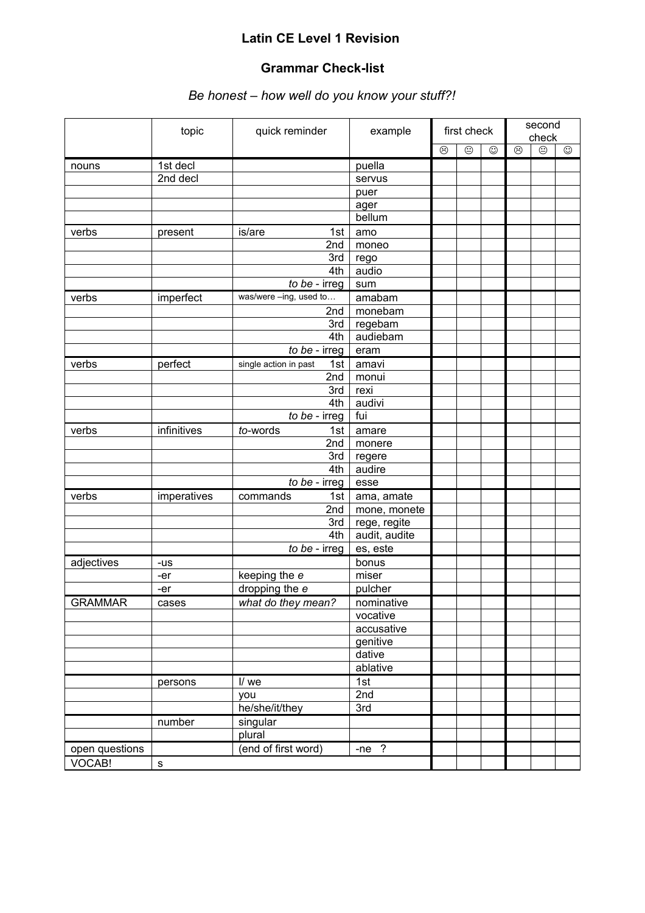**Latin CE Level 1 Revision**

**Grammar Check-list**

*Be honest – how well do you know your stuff?!*

| | topic | quick reminder | example | first check | | | second check | | |
|---|---|---|---|---|---|---|---|---|---|
| | | | | ☹ | 😐 | ☺ | ☹ | 😐 | ☺ |
| nouns | 1st decl | | puella | | | | | | |
| | 2nd decl | | servus | | | | | | |
| | | | puer | | | | | | |
| | | | ager | | | | | | |
| | | | bellum | | | | | | |
| verbs | present | is/are 1st | amo | | | | | | |
| | | 2nd | moneo | | | | | | |
| | | 3rd | rego | | | | | | |
| | | 4th | audio | | | | | | |
| | | *to be* - irreg | sum | | | | | | |
| verbs | imperfect | was/were –ing, used to… | amabam | | | | | | |
| | | 2nd | monebam | | | | | | |
| | | 3rd | regebam | | | | | | |
| | | 4th | audiebam | | | | | | |
| | | *to be* - irreg | eram | | | | | | |
| verbs | perfect | single action in past 1st | amavi | | | | | | |
| | | 2nd | monui | | | | | | |
| | | 3rd | rexi | | | | | | |
| | | 4th | audivi | | | | | | |
| | | *to be* - irreg | fui | | | | | | |
| verbs | infinitives | *to*-words 1st | amare | | | | | | |
| | | 2nd | monere | | | | | | |
| | | 3rd | regere | | | | | | |
| | | 4th | audire | | | | | | |
| | | *to be* - irreg | esse | | | | | | |
| verbs | imperatives | commands 1st | ama, amate | | | | | | |
| | | 2nd | mone, monete | | | | | | |
| | | 3rd | rege, regite | | | | | | |
| | | 4th | audit, audite | | | | | | |
| | | *to be* - irreg | es, este | | | | | | |
| adjectives | -us | | bonus | | | | | | |
| | -er | keeping the *e* | miser | | | | | | |
| | -er | dropping the *e* | pulcher | | | | | | |
| GRAMMAR | cases | *what do they mean?* | nominative | | | | | | |
| | | | vocative | | | | | | |
| | | | accusative | | | | | | |
| | | | genitive | | | | | | |
| | | | dative | | | | | | |
| | | | ablative | | | | | | |
| | persons | I/ we | 1st | | | | | | |
| | | you | 2nd | | | | | | |
| | | he/she/it/they | 3rd | | | | | | |
| | number | singular | | | | | | | |
| | | plural | | | | | | | |
| open questions | | (end of first word) | -ne ? | | | | | | |
| VOCAB! | s | | | | | | | | |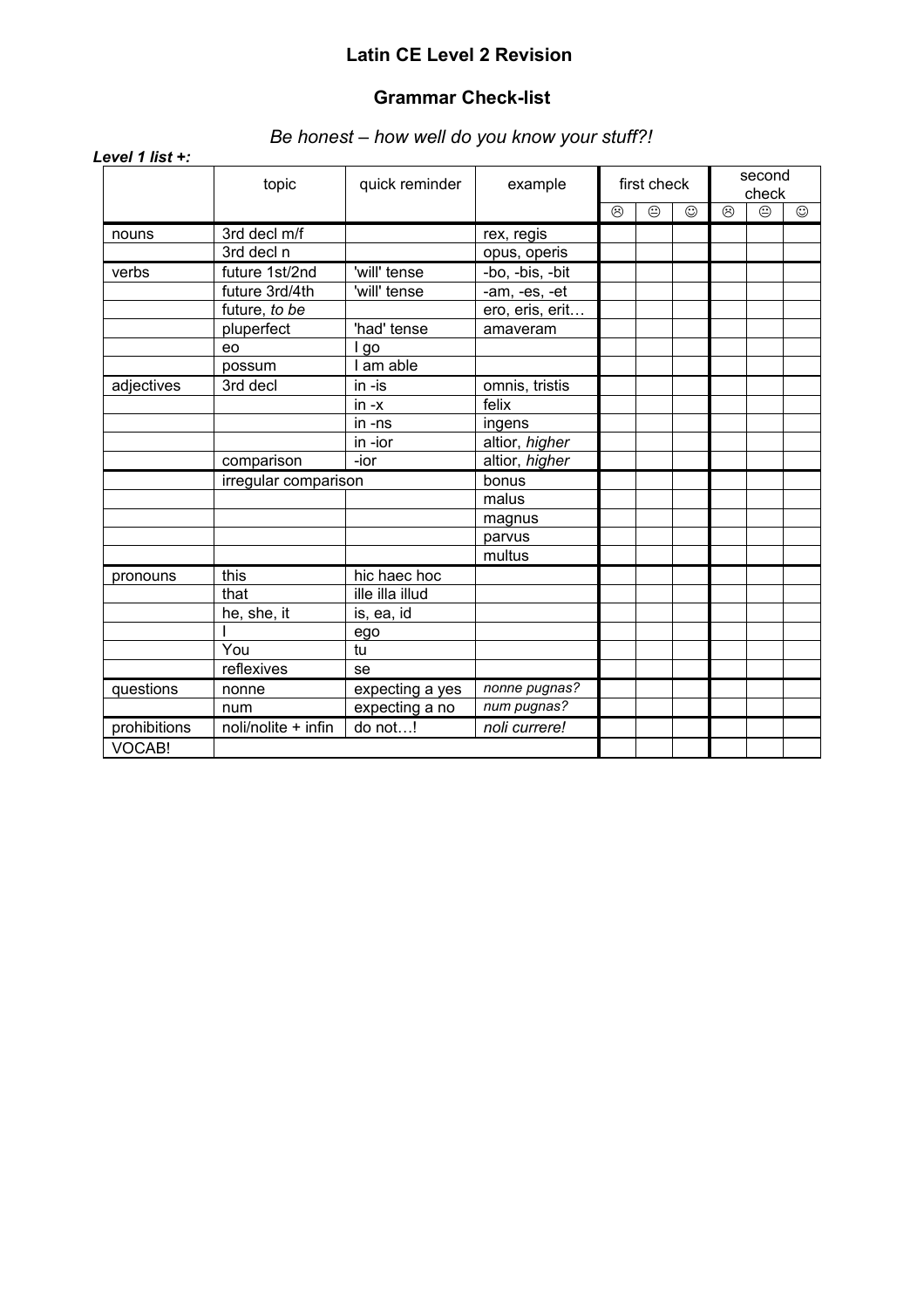# Latin CE Level 2 Revision

## Grammar Check-list

*Be honest – how well do you know your stuff?!*

***Level 1 list +:***

| | topic | quick reminder | example | first check | | | second check | | |
|---|---|---|---|---|---|---|---|---|---|
| | | | | ☹ | 😐 | ☺ | ☹ | 😐 | ☺ |
| nouns | 3rd decl m/f | | rex, regis | | | | | | |
| | 3rd decl n | | opus, operis | | | | | | |
| verbs | future 1st/2nd | 'will' tense | -bo, -bis, -bit | | | | | | |
| | future 3rd/4th | 'will' tense | -am, -es, -et | | | | | | |
| | future, *to be* | | ero, eris, erit… | | | | | | |
| | pluperfect | 'had' tense | amaveram | | | | | | |
| | eo | I go | | | | | | | |
| | possum | I am able | | | | | | | |
| adjectives | 3rd decl | in -is | omnis, tristis | | | | | | |
| | | in -x | felix | | | | | | |
| | | in -ns | ingens | | | | | | |
| | | in -ior | altior, *higher* | | | | | | |
| | comparison | -ior | altior, *higher* | | | | | | |
| | irregular comparison | | bonus | | | | | | |
| | | | malus | | | | | | |
| | | | magnus | | | | | | |
| | | | parvus | | | | | | |
| | | | multus | | | | | | |
| pronouns | this | hic haec hoc | | | | | | | |
| | that | ille illa illud | | | | | | | |
| | he, she, it | is, ea, id | | | | | | | |
| | I | ego | | | | | | | |
| | You | tu | | | | | | | |
| | reflexives | se | | | | | | | |
| questions | nonne | expecting a yes | *nonne pugnas?* | | | | | | |
| | num | expecting a no | *num pugnas?* | | | | | | |
| prohibitions | noli/nolite + infin | do not…! | *noli currere!* | | | | | | |
| VOCAB! | | | | | | | | | |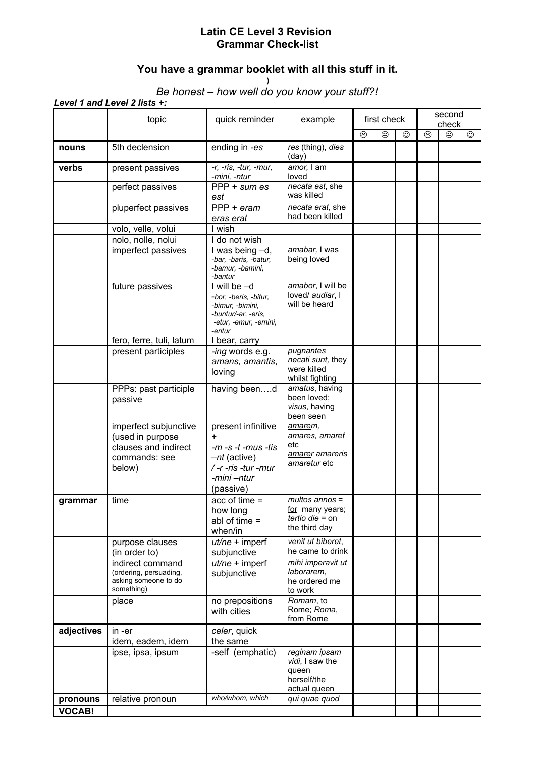# Latin CE Level 3 Revision
## Grammar Check-list

### You have a grammar booklet with all this stuff in it.

)

*Be honest – how well do you know your stuff?!*

***Level 1 and Level 2 lists +:***

| | topic | quick reminder | example | first check | | | second check | | |
|---|---|---|---|---|---|---|---|---|---|
| | | | | ☹ | 😐 | ☺ | ☹ | 😐 | ☺ |
| **nouns** | 5th declension | ending in *-es* | *res* (thing), *dies* (day) | | | | | | |
| **verbs** | present passives | *-r, -ris, -tur, -mur, -mini, -ntur* | *amor,* I am loved | | | | | | |
| | perfect passives | PPP + *sum es est* | *necata est*, she was killed | | | | | | |
| | pluperfect passives | PPP + *eram eras erat* | *necata erat,* she had been killed | | | | | | |
| | volo, velle, volui | I wish | | | | | | | |
| | nolo, nolle, nolui | I do not wish | | | | | | | |
| | imperfect passives | I was being –d, *-bar, -baris, -batur, -bamur, -bamini, -bantur* | *amabar,* I was being loved | | | | | | |
| | future passives | I will be –d *-bor, -beris, -bitur, -bimur, -bimini, -buntur/-ar, -eris, -etur, -emur, -emini, -entur* | *amabor*, I will be loved/ *audiar*, I will be heard | | | | | | |
| | fero, ferre, tuli, latum | I bear, carry | | | | | | | |
| | present participles | *-ing* words e.g. *amans, amantis*, loving | *pugnantes necati sunt,* they were killed whilst fighting | | | | | | |
| | PPPs: past participle passive | having been….d | *amatus*, having been loved; *visus*, having been seen | | | | | | |
| | imperfect subjunctive (used in purpose clauses and indirect commands: see below) | present infinitive + *-m -s -t -mus -tis –nt* (active) / *-r -ris -tur -mur -mini –ntur* (passive) | *<u>amare</u>m, amares, amaret* etc *<u>amare</u>r amareris amaretur* etc | | | | | | |
| **grammar** | time | acc of time = how long abl of time = when/in | *multos annos* = <u>for</u> many years; *tertio die* = <u>on</u> the third day | | | | | | |
| | purpose clauses (in order to) | *ut/ne* + imperf subjunctive | *venit ut biberet*, he came to drink | | | | | | |
| | indirect command (ordering, persuading, asking someone to do something) | *ut/ne* + imperf subjunctive | *mihi imperavit ut laborarem*, he ordered me to work | | | | | | |
| | place | no prepositions with cities | *Romam*, to Rome; *Roma*, from Rome | | | | | | |
| **adjectives** | in -er | *celer*, quick | | | | | | | |
| | idem, eadem, idem | the same | | | | | | | |
| | ipse, ipsa, ipsum | -self (emphatic) | *reginam ipsam vidi*, I saw the queen herself/the actual queen | | | | | | |
| **pronouns** | relative pronoun | *who/whom, which* | *qui quae quod* | | | | | | |
| **VOCAB!** | | | | | | | | | |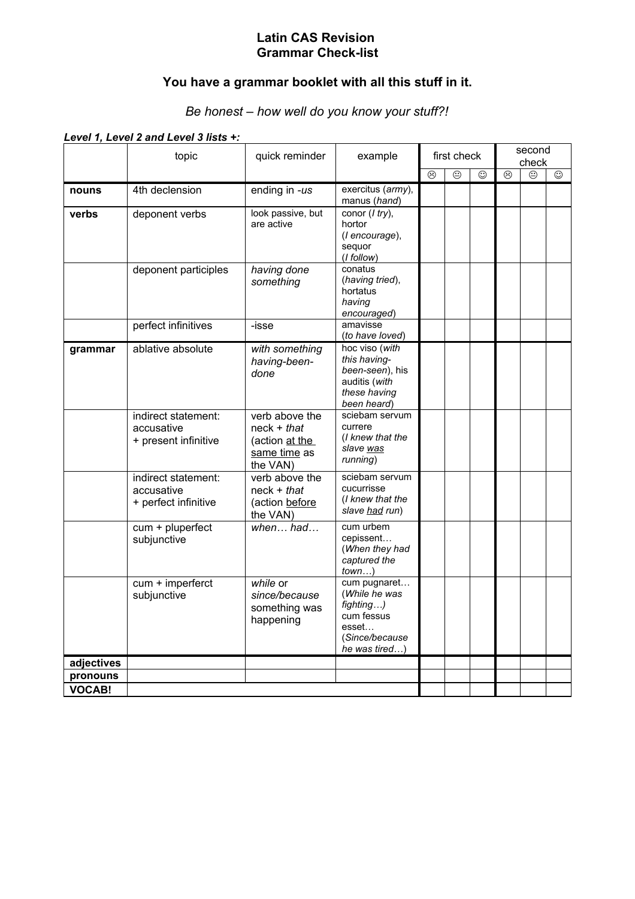# Latin CAS Revision
## Grammar Check-list

### You have a grammar booklet with all this stuff in it.

*Be honest – how well do you know your stuff?!*

***Level 1, Level 2 and Level 3 lists +:***

| | topic | quick reminder | example | first check | | | second check | | |
|---|---|---|---|---|---|---|---|---|---|
| | | | | ☹ | 😐 | ☺ | ☹ | 😐 | ☺ |
| **nouns** | 4th declension | ending in *-us* | exercitus (*army*), manus (*hand*) | | | | | | |
| **verbs** | deponent verbs | look passive, but are active | conor (*I try*), hortor (*I encourage*), sequor (*I follow*) | | | | | | |
| | deponent participles | *having done something* | conatus (*having tried*), hortatus *having encouraged*) | | | | | | |
| | perfect infinitives | -isse | amavisse (*to have loved*) | | | | | | |
| **grammar** | ablative absolute | *with something having-been-done* | hoc viso (*with this having-been-seen*), his auditis (*with these having been heard*) | | | | | | |
| | indirect statement: accusative + present infinitive | verb above the neck + *that* (action <u>at the same time</u> as the VAN) | sciebam servum currere (*I knew that the slave <u>was</u> running*) | | | | | | |
| | indirect statement: accusative + perfect infinitive | verb above the neck + *that* (action <u>before</u> the VAN) | sciebam servum cucurrisse (*I knew that the slave <u>had</u> run*) | | | | | | |
| | cum + pluperfect subjunctive | *when… had…* | cum urbem cepissent… (*When they had captured the town…*) | | | | | | |
| | cum + imperferct subjunctive | *while* or *since/because* something was happening | cum pugnaret… (*While he was fighting…)* cum fessus esset… (*Since/because he was tired…*) | | | | | | |
| **adjectives** | | | | | | | | | |
| **pronouns** | | | | | | | | | |
| **VOCAB!** | | | | | | | | | |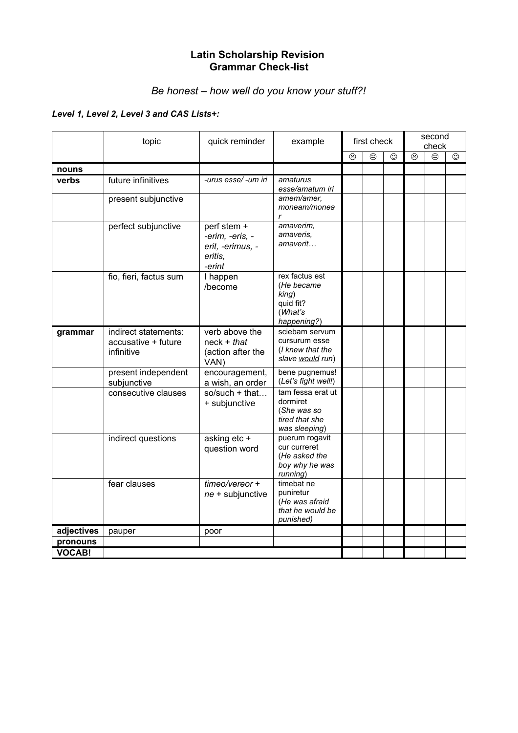**Latin Scholarship Revision**
**Grammar Check-list**

*Be honest – how well do you know your stuff?!*

***Level 1, Level 2, Level 3 and CAS Lists+:***

| | topic | quick reminder | example | first check | | | second check | | |
|---|---|---|---|---|---|---|---|---|---|
| | | | | ☹ | 😐 | ☺ | ☹ | 😐 | ☺ |
| **nouns** | | | | | | | | | |
| **verbs** | future infinitives | *-urus esse/ -um iri* | *amaturus esse/amatum iri* | | | | | | |
| | present subjunctive | | *amem/amer, moneam/monear* | | | | | | |
| | perfect subjunctive | perf stem + *-erim, -eris, -erit, -erimus, -eritis, -erint* | *amaverim, amaveris, amaverit…* | | | | | | |
| | fio, fieri, factus sum | I happen /become | rex factus est (*He became king*) quid fit? (*What's happening?*) | | | | | | |
| **grammar** | indirect statements: accusative + future infinitive | verb above the neck + *that* (action <u>after</u> the VAN) | sciebam servum cursurum esse (*I knew that the slave <u>would</u> run*) | | | | | | |
| | present independent subjunctive | encouragement, a wish, an order | bene pugnemus! (*Let's fight well!*) | | | | | | |
| | consecutive clauses | so/such + that… + subjunctive | tam fessa erat ut dormiret (*She was so tired that she was sleeping*) | | | | | | |
| | indirect questions | asking etc + question word | puerum rogavit cur curreret (*He asked the boy why he was running*) | | | | | | |
| | fear clauses | *timeo/vereor* + *ne* + subjunctive | timebat ne puniretur (*He was afraid that he would be punished)* | | | | | | |
| **adjectives** | pauper | poor | | | | | | | |
| **pronouns** | | | | | | | | | |
| **VOCAB!** | | | | | | | | | |